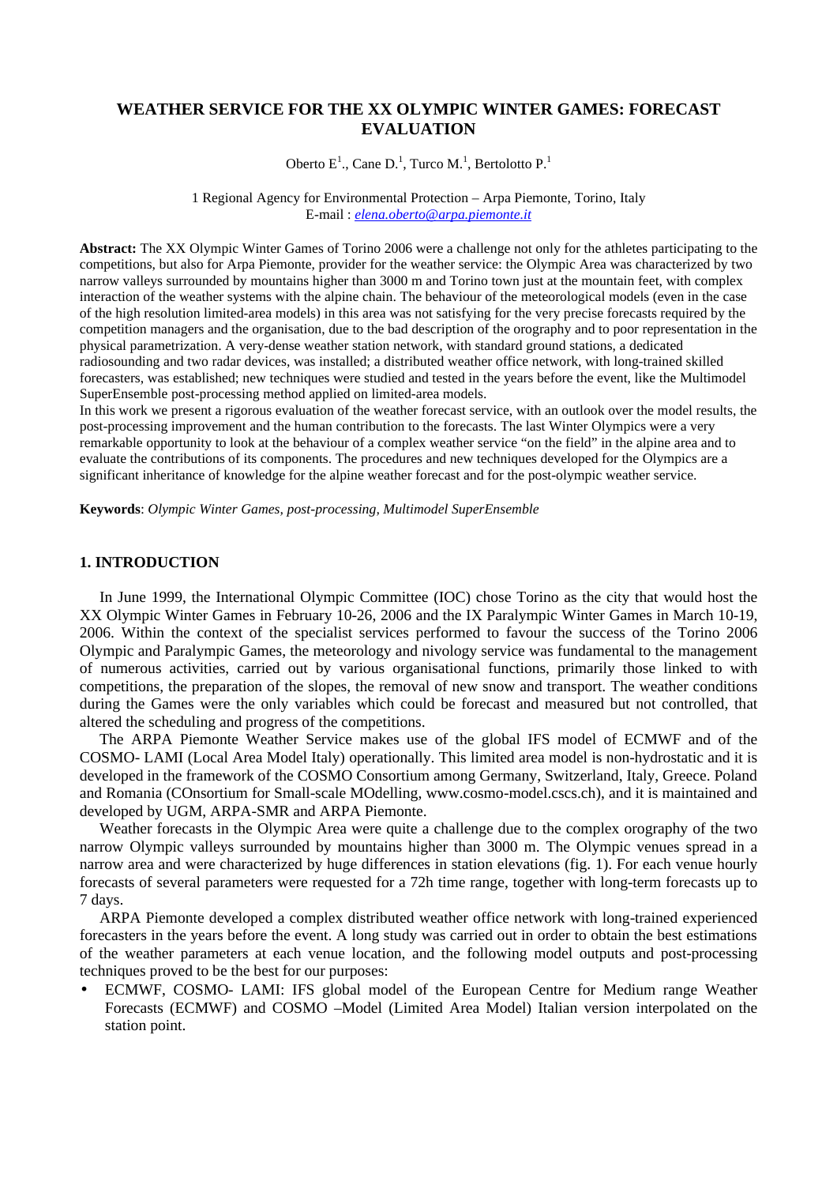# WEATHER SERVICE FOR THE XX OLYMPIC WINTER GAMES: FORECAST EVALUATION

Oberto E[1]., Cane D.[1], Turco M.[1], Bertolotto P.[1]

1 Regional Agency for Environmental Protection – Arpa Piemonte, Torino, Italy
E-mail : *elena.oberto@arpa.piemonte.it*

**Abstract:** The XX Olympic Winter Games of Torino 2006 were a challenge not only for the athletes participating to the competitions, but also for Arpa Piemonte, provider for the weather service: the Olympic Area was characterized by two narrow valleys surrounded by mountains higher than 3000 m and Torino town just at the mountain feet, with complex interaction of the weather systems with the alpine chain. The behaviour of the meteorological models (even in the case of the high resolution limited-area models) in this area was not satisfying for the very precise forecasts required by the competition managers and the organisation, due to the bad description of the orography and to poor representation in the physical parametrization. A very-dense weather station network, with standard ground stations, a dedicated radiosounding and two radar devices, was installed; a distributed weather office network, with long-trained skilled forecasters, was established; new techniques were studied and tested in the years before the event, like the Multimodel SuperEnsemble post-processing method applied on limited-area models.
In this work we present a rigorous evaluation of the weather forecast service, with an outlook over the model results, the post-processing improvement and the human contribution to the forecasts. The last Winter Olympics were a very remarkable opportunity to look at the behaviour of a complex weather service "on the field" in the alpine area and to evaluate the contributions of its components. The procedures and new techniques developed for the Olympics are a significant inheritance of knowledge for the alpine weather forecast and for the post-olympic weather service.

**Keywords**: *Olympic Winter Games, post-processing, Multimodel SuperEnsemble*

## 1. INTRODUCTION

In June 1999, the International Olympic Committee (IOC) chose Torino as the city that would host the XX Olympic Winter Games in February 10-26, 2006 and the IX Paralympic Winter Games in March 10-19, 2006. Within the context of the specialist services performed to favour the success of the Torino 2006 Olympic and Paralympic Games, the meteorology and nivology service was fundamental to the management of numerous activities, carried out by various organisational functions, primarily those linked to with competitions, the preparation of the slopes, the removal of new snow and transport. The weather conditions during the Games were the only variables which could be forecast and measured but not controlled, that altered the scheduling and progress of the competitions.

The ARPA Piemonte Weather Service makes use of the global IFS model of ECMWF and of the COSMO- LAMI (Local Area Model Italy) operationally. This limited area model is non-hydrostatic and it is developed in the framework of the COSMO Consortium among Germany, Switzerland, Italy, Greece. Poland and Romania (COnsortium for Small-scale MOdelling, www.cosmo-model.cscs.ch), and it is maintained and developed by UGM, ARPA-SMR and ARPA Piemonte.

Weather forecasts in the Olympic Area were quite a challenge due to the complex orography of the two narrow Olympic valleys surrounded by mountains higher than 3000 m. The Olympic venues spread in a narrow area and were characterized by huge differences in station elevations (fig. 1). For each venue hourly forecasts of several parameters were requested for a 72h time range, together with long-term forecasts up to 7 days.

ARPA Piemonte developed a complex distributed weather office network with long-trained experienced forecasters in the years before the event. A long study was carried out in order to obtain the best estimations of the weather parameters at each venue location, and the following model outputs and post-processing techniques proved to be the best for our purposes:

- ECMWF, COSMO- LAMI: IFS global model of the European Centre for Medium range Weather Forecasts (ECMWF) and COSMO –Model (Limited Area Model) Italian version interpolated on the station point.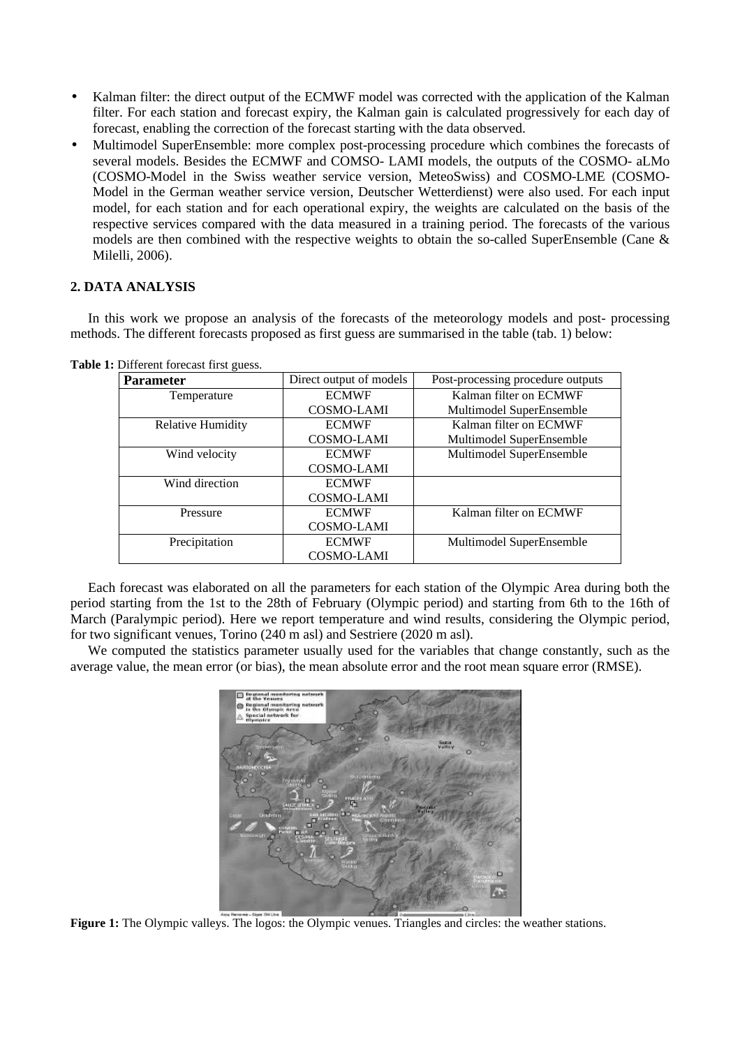- Kalman filter: the direct output of the ECMWF model was corrected with the application of the Kalman filter. For each station and forecast expiry, the Kalman gain is calculated progressively for each day of forecast, enabling the correction of the forecast starting with the data observed.
- Multimodel SuperEnsemble: more complex post-processing procedure which combines the forecasts of several models. Besides the ECMWF and COMSO- LAMI models, the outputs of the COSMO- aLMo (COSMO-Model in the Swiss weather service version, MeteoSwiss) and COSMO-LME (COSMO-Model in the German weather service version, Deutscher Wetterdienst) were also used. For each input model, for each station and for each operational expiry, the weights are calculated on the basis of the respective services compared with the data measured in a training period. The forecasts of the various models are then combined with the respective weights to obtain the so-called SuperEnsemble (Cane & Milelli, 2006).

## 2. DATA ANALYSIS

In this work we propose an analysis of the forecasts of the meteorology models and post- processing methods. The different forecasts proposed as first guess are summarised in the table (tab. 1) below:

**Table 1:** Different forecast first guess.

| **Parameter** | Direct output of models | Post-processing procedure outputs |
|---|---|---|
| Temperature | ECMWF<br>COSMO-LAMI | Kalman filter on ECMWF<br>Multimodel SuperEnsemble |
| Relative Humidity | ECMWF<br>COSMO-LAMI | Kalman filter on ECMWF<br>Multimodel SuperEnsemble |
| Wind velocity | ECMWF<br>COSMO-LAMI | Multimodel SuperEnsemble |
| Wind direction | ECMWF<br>COSMO-LAMI | |
| Pressure | ECMWF<br>COSMO-LAMI | Kalman filter on ECMWF |
| Precipitation | ECMWF<br>COSMO-LAMI | Multimodel SuperEnsemble |

Each forecast was elaborated on all the parameters for each station of the Olympic Area during both the period starting from the 1st to the 28th of February (Olympic period) and starting from 6th to the 16th of March (Paralympic period). Here we report temperature and wind results, considering the Olympic period, for two significant venues, Torino (240 m asl) and Sestriere (2020 m asl).

We computed the statistics parameter usually used for the variables that change constantly, such as the average value, the mean error (or bias), the mean absolute error and the root mean square error (RMSE).

**Figure 1:** The Olympic valleys. The logos: the Olympic venues. Triangles and circles: the weather stations.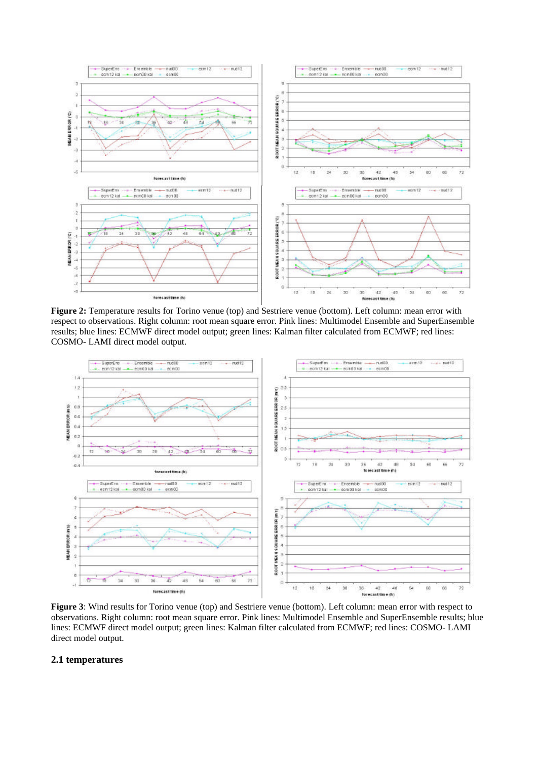**Figure 2:** Temperature results for Torino venue (top) and Sestriere venue (bottom). Left column: mean error with respect to observations. Right column: root mean square error. Pink lines: Multimodel Ensemble and SuperEnsemble results; blue lines: ECMWF direct model output; green lines: Kalman filter calculated from ECMWF; red lines: COSMO- LAMI direct model output.

**Figure 3**: Wind results for Torino venue (top) and Sestriere venue (bottom). Left column: mean error with respect to observations. Right column: root mean square error. Pink lines: Multimodel Ensemble and SuperEnsemble results; blue lines: ECMWF direct model output; green lines: Kalman filter calculated from ECMWF; red lines: COSMO- LAMI direct model output.

### 2.1 temperatures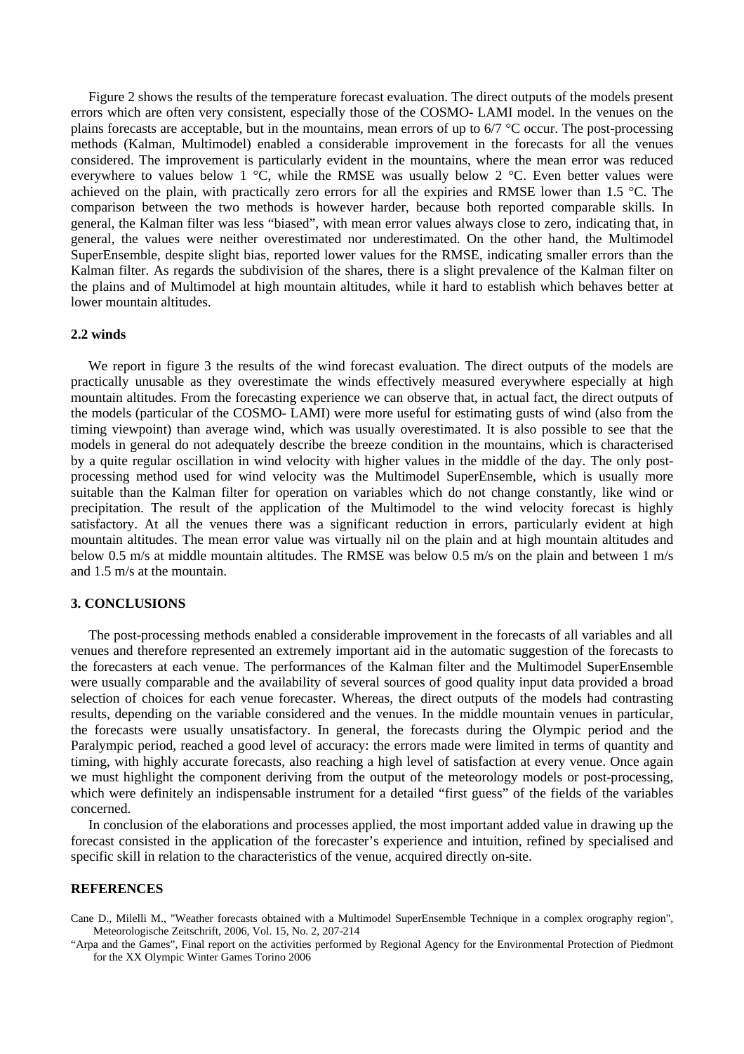Figure 2 shows the results of the temperature forecast evaluation. The direct outputs of the models present errors which are often very consistent, especially those of the COSMO- LAMI model. In the venues on the plains forecasts are acceptable, but in the mountains, mean errors of up to 6/7 °C occur. The post-processing methods (Kalman, Multimodel) enabled a considerable improvement in the forecasts for all the venues considered. The improvement is particularly evident in the mountains, where the mean error was reduced everywhere to values below 1 °C, while the RMSE was usually below 2 °C. Even better values were achieved on the plain, with practically zero errors for all the expiries and RMSE lower than 1.5 °C. The comparison between the two methods is however harder, because both reported comparable skills. In general, the Kalman filter was less "biased", with mean error values always close to zero, indicating that, in general, the values were neither overestimated nor underestimated. On the other hand, the Multimodel SuperEnsemble, despite slight bias, reported lower values for the RMSE, indicating smaller errors than the Kalman filter. As regards the subdivision of the shares, there is a slight prevalence of the Kalman filter on the plains and of Multimodel at high mountain altitudes, while it hard to establish which behaves better at lower mountain altitudes.

### 2.2 winds

We report in figure 3 the results of the wind forecast evaluation. The direct outputs of the models are practically unusable as they overestimate the winds effectively measured everywhere especially at high mountain altitudes. From the forecasting experience we can observe that, in actual fact, the direct outputs of the models (particular of the COSMO- LAMI) were more useful for estimating gusts of wind (also from the timing viewpoint) than average wind, which was usually overestimated. It is also possible to see that the models in general do not adequately describe the breeze condition in the mountains, which is characterised by a quite regular oscillation in wind velocity with higher values in the middle of the day. The only post-processing method used for wind velocity was the Multimodel SuperEnsemble, which is usually more suitable than the Kalman filter for operation on variables which do not change constantly, like wind or precipitation. The result of the application of the Multimodel to the wind velocity forecast is highly satisfactory. At all the venues there was a significant reduction in errors, particularly evident at high mountain altitudes. The mean error value was virtually nil on the plain and at high mountain altitudes and below 0.5 m/s at middle mountain altitudes. The RMSE was below 0.5 m/s on the plain and between 1 m/s and 1.5 m/s at the mountain.

## 3. CONCLUSIONS

The post-processing methods enabled a considerable improvement in the forecasts of all variables and all venues and therefore represented an extremely important aid in the automatic suggestion of the forecasts to the forecasters at each venue. The performances of the Kalman filter and the Multimodel SuperEnsemble were usually comparable and the availability of several sources of good quality input data provided a broad selection of choices for each venue forecaster. Whereas, the direct outputs of the models had contrasting results, depending on the variable considered and the venues. In the middle mountain venues in particular, the forecasts were usually unsatisfactory. In general, the forecasts during the Olympic period and the Paralympic period, reached a good level of accuracy: the errors made were limited in terms of quantity and timing, with highly accurate forecasts, also reaching a high level of satisfaction at every venue. Once again we must highlight the component deriving from the output of the meteorology models or post-processing, which were definitely an indispensable instrument for a detailed "first guess" of the fields of the variables concerned.

In conclusion of the elaborations and processes applied, the most important added value in drawing up the forecast consisted in the application of the forecaster's experience and intuition, refined by specialised and specific skill in relation to the characteristics of the venue, acquired directly on-site.

## REFERENCES

Cane D., Milelli M., "Weather forecasts obtained with a Multimodel SuperEnsemble Technique in a complex orography region", Meteorologische Zeitschrift, 2006, Vol. 15, No. 2, 207-214

"Arpa and the Games", Final report on the activities performed by Regional Agency for the Environmental Protection of Piedmont for the XX Olympic Winter Games Torino 2006